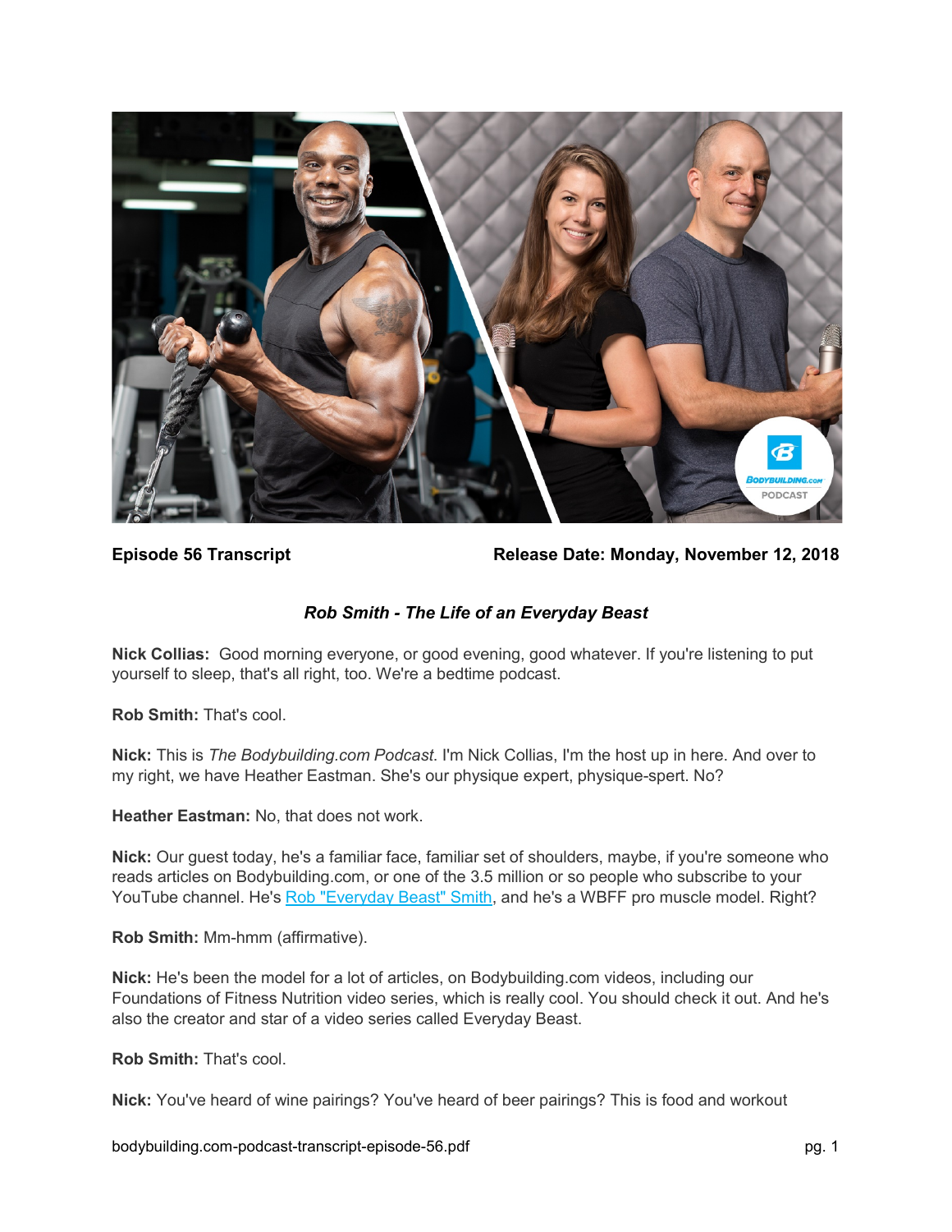**Episode 56 Transcript** **Release Date: Monday, November 12, 2018**

### *Rob Smith - The Life of an Everyday Beast*

**Nick Collias:** Good morning everyone, or good evening, good whatever. If you're listening to put yourself to sleep, that's all right, too. We're a bedtime podcast.

**Rob Smith:** That's cool.

**Nick:** This is *The Bodybuilding.com Podcast*. I'm Nick Collias, I'm the host up in here. And over to my right, we have Heather Eastman. She's our physique expert, physique-spert. No?

**Heather Eastman:** No, that does not work.

**Nick:** Our guest today, he's a familiar face, familiar set of shoulders, maybe, if you're someone who reads articles on Bodybuilding.com, or one of the 3.5 million or so people who subscribe to your YouTube channel. He's Rob "Everyday Beast" Smith, and he's a WBFF pro muscle model. Right?

**Rob Smith:** Mm-hmm (affirmative).

**Nick:** He's been the model for a lot of articles, on Bodybuilding.com videos, including our Foundations of Fitness Nutrition video series, which is really cool. You should check it out. And he's also the creator and star of a video series called Everyday Beast.

**Rob Smith:** That's cool.

**Nick:** You've heard of wine pairings? You've heard of beer pairings? This is food and workout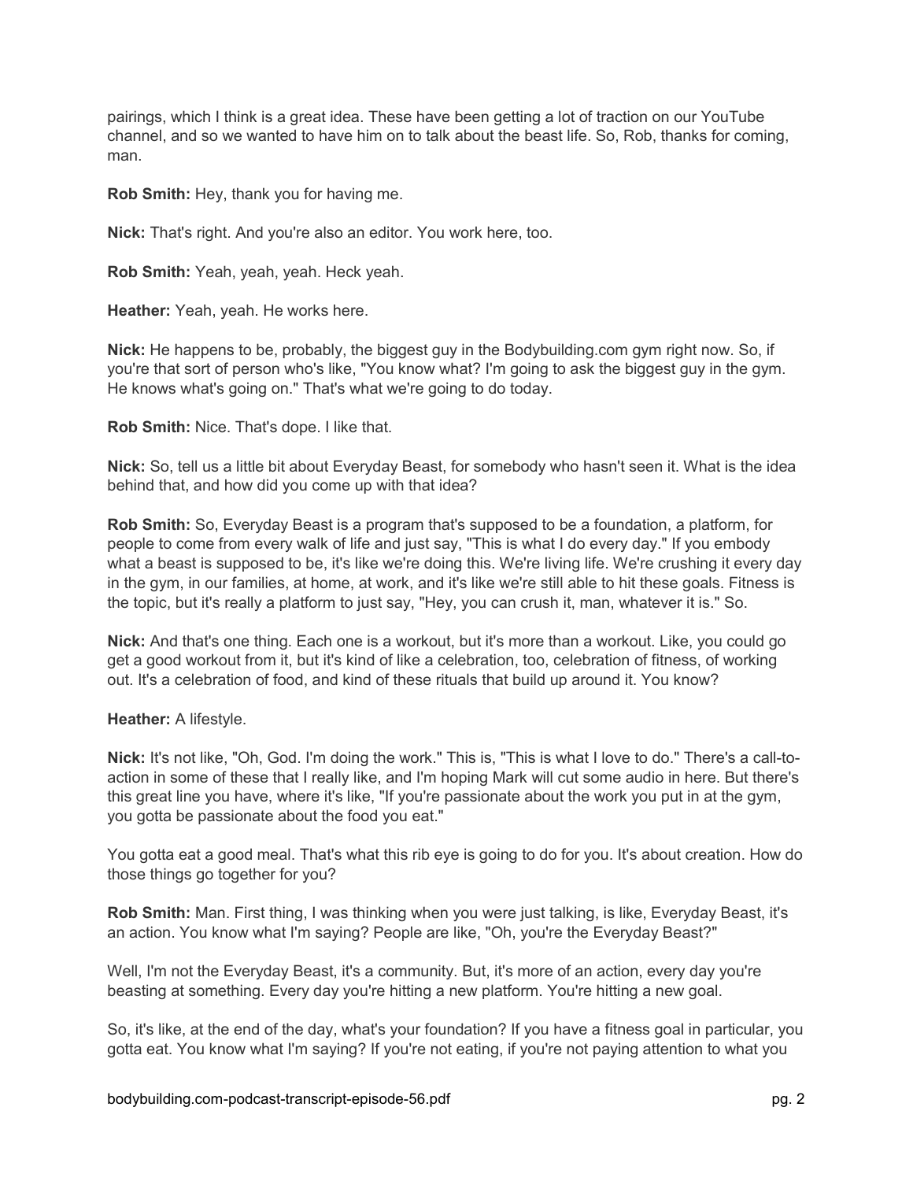pairings, which I think is a great idea. These have been getting a lot of traction on our YouTube channel, and so we wanted to have him on to talk about the beast life. So, Rob, thanks for coming, man.

**Rob Smith:** Hey, thank you for having me.

**Nick:** That's right. And you're also an editor. You work here, too.

**Rob Smith:** Yeah, yeah, yeah. Heck yeah.

**Heather:** Yeah, yeah. He works here.

**Nick:** He happens to be, probably, the biggest guy in the Bodybuilding.com gym right now. So, if you're that sort of person who's like, "You know what? I'm going to ask the biggest guy in the gym. He knows what's going on." That's what we're going to do today.

**Rob Smith:** Nice. That's dope. I like that.

**Nick:** So, tell us a little bit about Everyday Beast, for somebody who hasn't seen it. What is the idea behind that, and how did you come up with that idea?

**Rob Smith:** So, Everyday Beast is a program that's supposed to be a foundation, a platform, for people to come from every walk of life and just say, "This is what I do every day." If you embody what a beast is supposed to be, it's like we're doing this. We're living life. We're crushing it every day in the gym, in our families, at home, at work, and it's like we're still able to hit these goals. Fitness is the topic, but it's really a platform to just say, "Hey, you can crush it, man, whatever it is." So.

**Nick:** And that's one thing. Each one is a workout, but it's more than a workout. Like, you could go get a good workout from it, but it's kind of like a celebration, too, celebration of fitness, of working out. It's a celebration of food, and kind of these rituals that build up around it. You know?

**Heather:** A lifestyle.

**Nick:** It's not like, "Oh, God. I'm doing the work." This is, "This is what I love to do." There's a call-to-action in some of these that I really like, and I'm hoping Mark will cut some audio in here. But there's this great line you have, where it's like, "If you're passionate about the work you put in at the gym, you gotta be passionate about the food you eat."

You gotta eat a good meal. That's what this rib eye is going to do for you. It's about creation. How do those things go together for you?

**Rob Smith:** Man. First thing, I was thinking when you were just talking, is like, Everyday Beast, it's an action. You know what I'm saying? People are like, "Oh, you're the Everyday Beast?"

Well, I'm not the Everyday Beast, it's a community. But, it's more of an action, every day you're beasting at something. Every day you're hitting a new platform. You're hitting a new goal.

So, it's like, at the end of the day, what's your foundation? If you have a fitness goal in particular, you gotta eat. You know what I'm saying? If you're not eating, if you're not paying attention to what you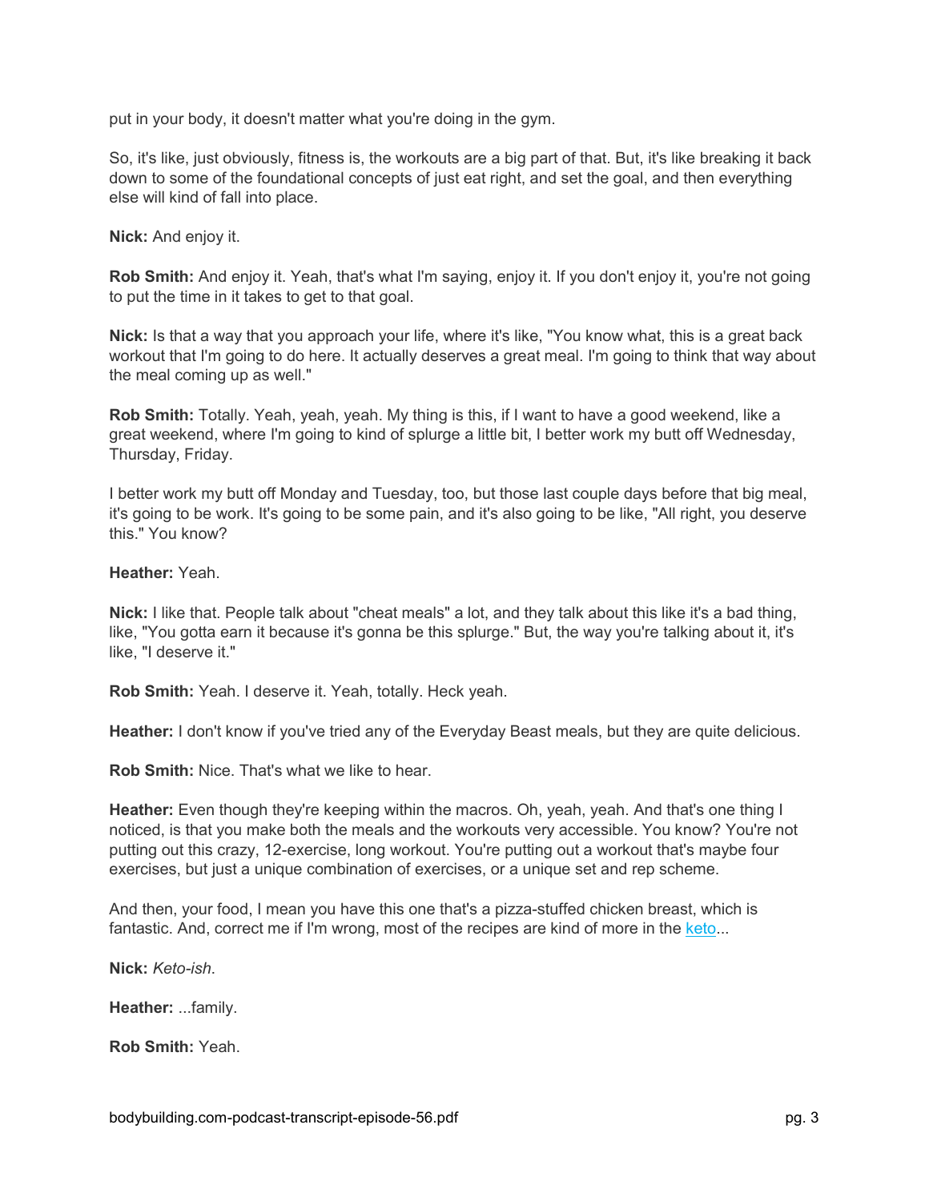put in your body, it doesn't matter what you're doing in the gym.

So, it's like, just obviously, fitness is, the workouts are a big part of that. But, it's like breaking it back down to some of the foundational concepts of just eat right, and set the goal, and then everything else will kind of fall into place.

**Nick:** And enjoy it.

**Rob Smith:** And enjoy it. Yeah, that's what I'm saying, enjoy it. If you don't enjoy it, you're not going to put the time in it takes to get to that goal.

**Nick:** Is that a way that you approach your life, where it's like, "You know what, this is a great back workout that I'm going to do here. It actually deserves a great meal. I'm going to think that way about the meal coming up as well."

**Rob Smith:** Totally. Yeah, yeah, yeah. My thing is this, if I want to have a good weekend, like a great weekend, where I'm going to kind of splurge a little bit, I better work my butt off Wednesday, Thursday, Friday.

I better work my butt off Monday and Tuesday, too, but those last couple days before that big meal, it's going to be work. It's going to be some pain, and it's also going to be like, "All right, you deserve this." You know?

**Heather:** Yeah.

**Nick:** I like that. People talk about "cheat meals" a lot, and they talk about this like it's a bad thing, like, "You gotta earn it because it's gonna be this splurge." But, the way you're talking about it, it's like, "I deserve it."

**Rob Smith:** Yeah. I deserve it. Yeah, totally. Heck yeah.

**Heather:** I don't know if you've tried any of the Everyday Beast meals, but they are quite delicious.

**Rob Smith:** Nice. That's what we like to hear.

**Heather:** Even though they're keeping within the macros. Oh, yeah, yeah. And that's one thing I noticed, is that you make both the meals and the workouts very accessible. You know? You're not putting out this crazy, 12-exercise, long workout. You're putting out a workout that's maybe four exercises, but just a unique combination of exercises, or a unique set and rep scheme.

And then, your food, I mean you have this one that's a pizza-stuffed chicken breast, which is fantastic. And, correct me if I'm wrong, most of the recipes are kind of more in the keto...

**Nick:** *Keto-ish*.

**Heather:** ...family.

**Rob Smith:** Yeah.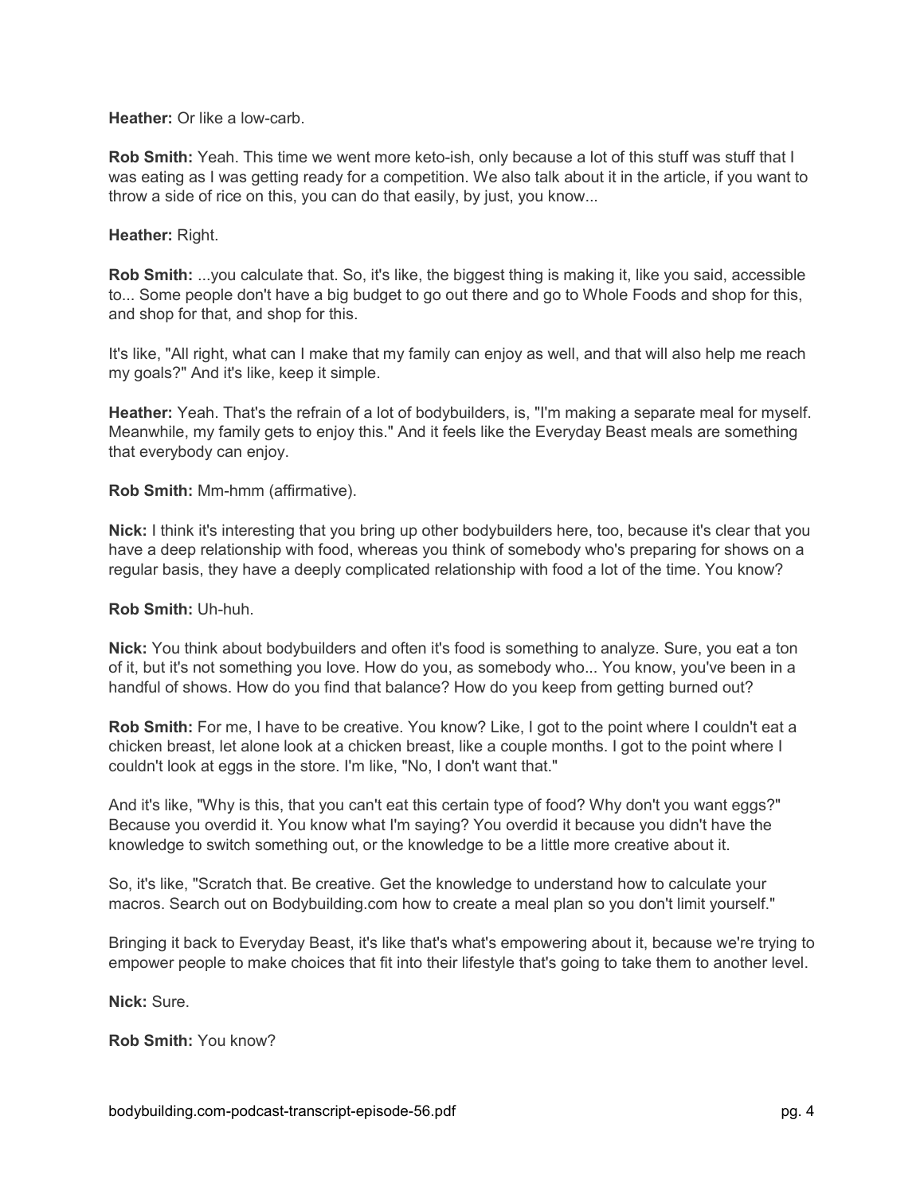**Heather:** Or like a low-carb.

**Rob Smith:** Yeah. This time we went more keto-ish, only because a lot of this stuff was stuff that I was eating as I was getting ready for a competition. We also talk about it in the article, if you want to throw a side of rice on this, you can do that easily, by just, you know...

**Heather:** Right.

**Rob Smith:** ...you calculate that. So, it's like, the biggest thing is making it, like you said, accessible to... Some people don't have a big budget to go out there and go to Whole Foods and shop for this, and shop for that, and shop for this.

It's like, "All right, what can I make that my family can enjoy as well, and that will also help me reach my goals?" And it's like, keep it simple.

**Heather:** Yeah. That's the refrain of a lot of bodybuilders, is, "I'm making a separate meal for myself. Meanwhile, my family gets to enjoy this." And it feels like the Everyday Beast meals are something that everybody can enjoy.

**Rob Smith:** Mm-hmm (affirmative).

**Nick:** I think it's interesting that you bring up other bodybuilders here, too, because it's clear that you have a deep relationship with food, whereas you think of somebody who's preparing for shows on a regular basis, they have a deeply complicated relationship with food a lot of the time. You know?

**Rob Smith:** Uh-huh.

**Nick:** You think about bodybuilders and often it's food is something to analyze. Sure, you eat a ton of it, but it's not something you love. How do you, as somebody who... You know, you've been in a handful of shows. How do you find that balance? How do you keep from getting burned out?

**Rob Smith:** For me, I have to be creative. You know? Like, I got to the point where I couldn't eat a chicken breast, let alone look at a chicken breast, like a couple months. I got to the point where I couldn't look at eggs in the store. I'm like, "No, I don't want that."

And it's like, "Why is this, that you can't eat this certain type of food? Why don't you want eggs?" Because you overdid it. You know what I'm saying? You overdid it because you didn't have the knowledge to switch something out, or the knowledge to be a little more creative about it.

So, it's like, "Scratch that. Be creative. Get the knowledge to understand how to calculate your macros. Search out on Bodybuilding.com how to create a meal plan so you don't limit yourself."

Bringing it back to Everyday Beast, it's like that's what's empowering about it, because we're trying to empower people to make choices that fit into their lifestyle that's going to take them to another level.

**Nick:** Sure.

**Rob Smith:** You know?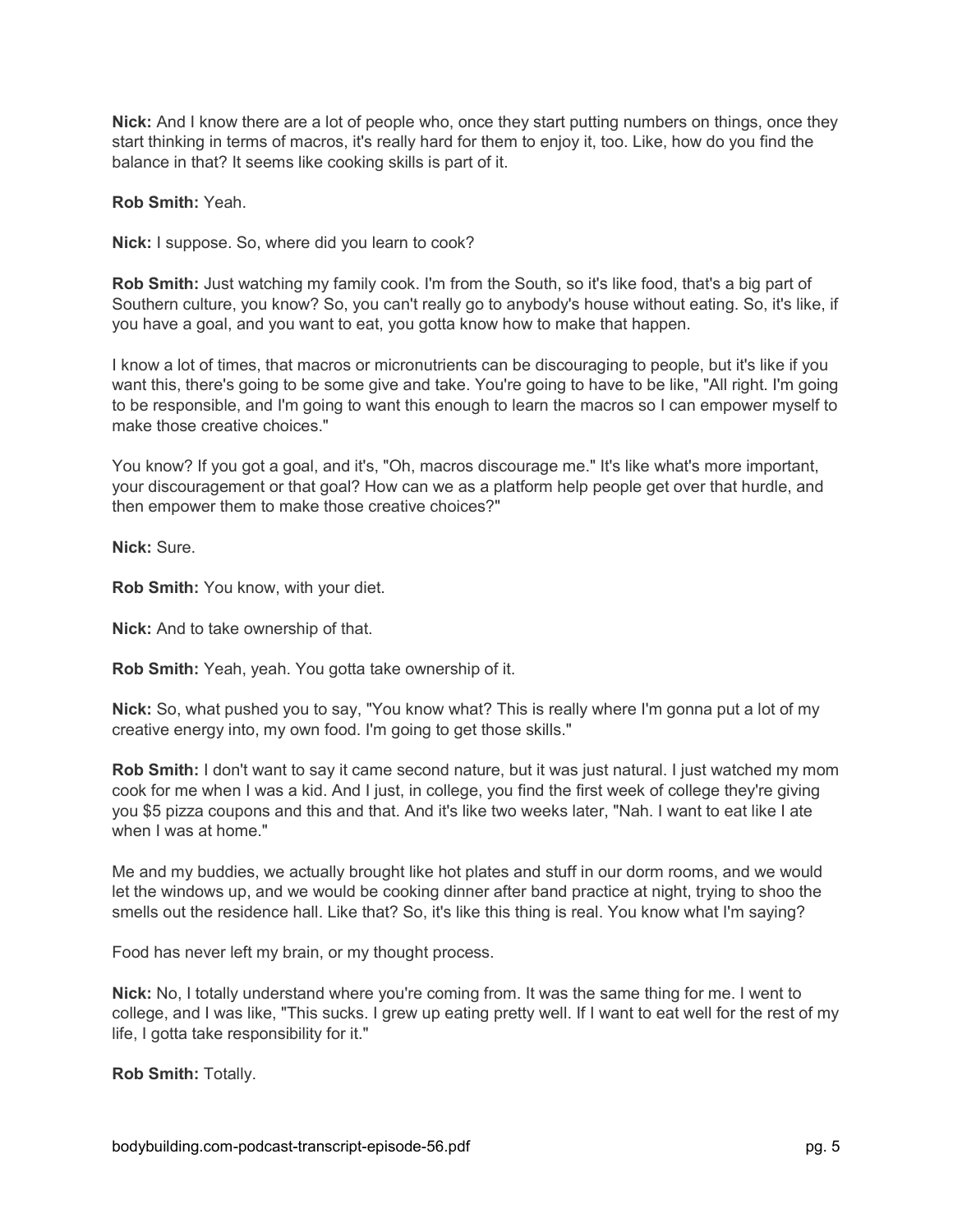**Nick:** And I know there are a lot of people who, once they start putting numbers on things, once they start thinking in terms of macros, it's really hard for them to enjoy it, too. Like, how do you find the balance in that? It seems like cooking skills is part of it.

**Rob Smith:** Yeah.

**Nick:** I suppose. So, where did you learn to cook?

**Rob Smith:** Just watching my family cook. I'm from the South, so it's like food, that's a big part of Southern culture, you know? So, you can't really go to anybody's house without eating. So, it's like, if you have a goal, and you want to eat, you gotta know how to make that happen.

I know a lot of times, that macros or micronutrients can be discouraging to people, but it's like if you want this, there's going to be some give and take. You're going to have to be like, "All right. I'm going to be responsible, and I'm going to want this enough to learn the macros so I can empower myself to make those creative choices."

You know? If you got a goal, and it's, "Oh, macros discourage me." It's like what's more important, your discouragement or that goal? How can we as a platform help people get over that hurdle, and then empower them to make those creative choices?"

**Nick:** Sure.

**Rob Smith:** You know, with your diet.

**Nick:** And to take ownership of that.

**Rob Smith:** Yeah, yeah. You gotta take ownership of it.

**Nick:** So, what pushed you to say, "You know what? This is really where I'm gonna put a lot of my creative energy into, my own food. I'm going to get those skills."

**Rob Smith:** I don't want to say it came second nature, but it was just natural. I just watched my mom cook for me when I was a kid. And I just, in college, you find the first week of college they're giving you $5 pizza coupons and this and that. And it's like two weeks later, "Nah. I want to eat like I ate when I was at home."

Me and my buddies, we actually brought like hot plates and stuff in our dorm rooms, and we would let the windows up, and we would be cooking dinner after band practice at night, trying to shoo the smells out the residence hall. Like that? So, it's like this thing is real. You know what I'm saying?

Food has never left my brain, or my thought process.

**Nick:** No, I totally understand where you're coming from. It was the same thing for me. I went to college, and I was like, "This sucks. I grew up eating pretty well. If I want to eat well for the rest of my life, I gotta take responsibility for it."

**Rob Smith:** Totally.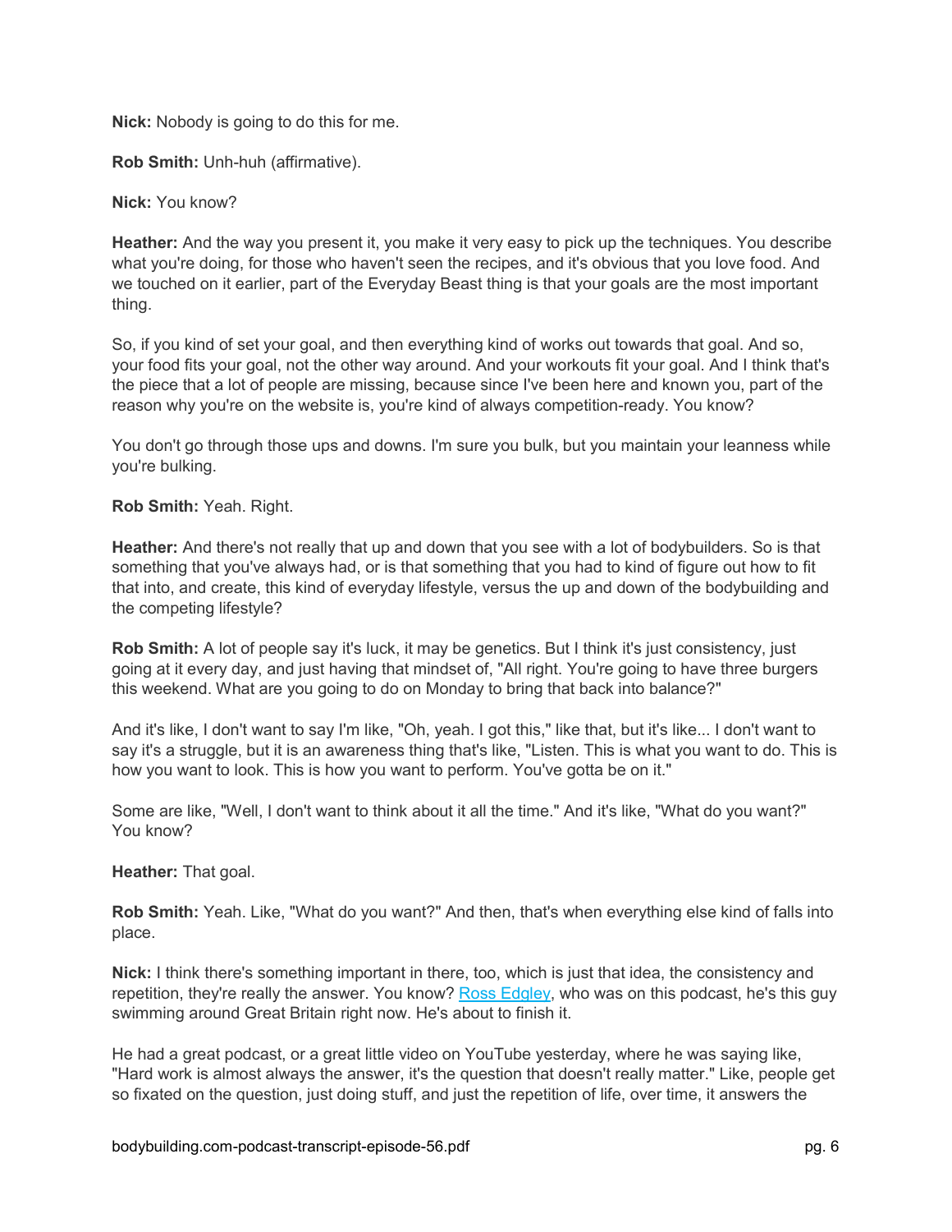**Nick:** Nobody is going to do this for me.

**Rob Smith:** Unh-huh (affirmative).

**Nick:** You know?

**Heather:** And the way you present it, you make it very easy to pick up the techniques. You describe what you're doing, for those who haven't seen the recipes, and it's obvious that you love food. And we touched on it earlier, part of the Everyday Beast thing is that your goals are the most important thing.

So, if you kind of set your goal, and then everything kind of works out towards that goal. And so, your food fits your goal, not the other way around. And your workouts fit your goal. And I think that's the piece that a lot of people are missing, because since I've been here and known you, part of the reason why you're on the website is, you're kind of always competition-ready. You know?

You don't go through those ups and downs. I'm sure you bulk, but you maintain your leanness while you're bulking.

**Rob Smith:** Yeah. Right.

**Heather:** And there's not really that up and down that you see with a lot of bodybuilders. So is that something that you've always had, or is that something that you had to kind of figure out how to fit that into, and create, this kind of everyday lifestyle, versus the up and down of the bodybuilding and the competing lifestyle?

**Rob Smith:** A lot of people say it's luck, it may be genetics. But I think it's just consistency, just going at it every day, and just having that mindset of, "All right. You're going to have three burgers this weekend. What are you going to do on Monday to bring that back into balance?"

And it's like, I don't want to say I'm like, "Oh, yeah. I got this," like that, but it's like... I don't want to say it's a struggle, but it is an awareness thing that's like, "Listen. This is what you want to do. This is how you want to look. This is how you want to perform. You've gotta be on it."

Some are like, "Well, I don't want to think about it all the time." And it's like, "What do you want?" You know?

**Heather:** That goal.

**Rob Smith:** Yeah. Like, "What do you want?" And then, that's when everything else kind of falls into place.

**Nick:** I think there's something important in there, too, which is just that idea, the consistency and repetition, they're really the answer. You know? Ross Edgley, who was on this podcast, he's this guy swimming around Great Britain right now. He's about to finish it.

He had a great podcast, or a great little video on YouTube yesterday, where he was saying like, "Hard work is almost always the answer, it's the question that doesn't really matter." Like, people get so fixated on the question, just doing stuff, and just the repetition of life, over time, it answers the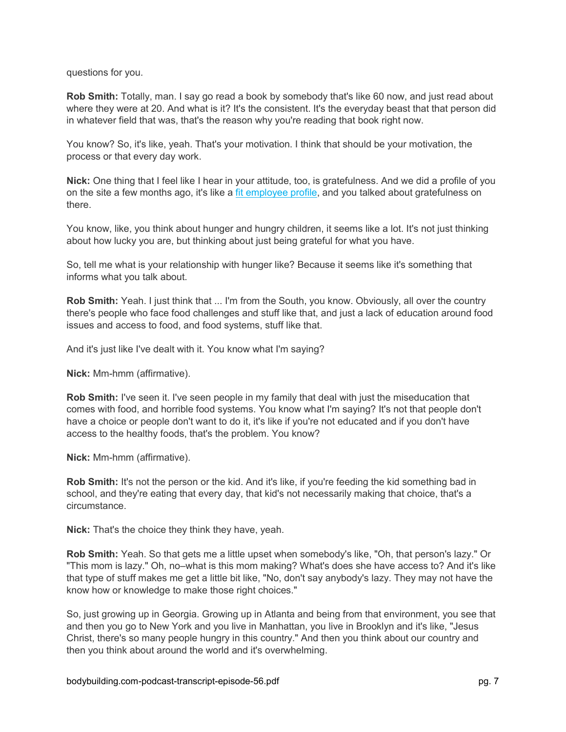questions for you.

**Rob Smith:** Totally, man. I say go read a book by somebody that's like 60 now, and just read about where they were at 20. And what is it? It's the consistent. It's the everyday beast that that person did in whatever field that was, that's the reason why you're reading that book right now.

You know? So, it's like, yeah. That's your motivation. I think that should be your motivation, the process or that every day work.

**Nick:** One thing that I feel like I hear in your attitude, too, is gratefulness. And we did a profile of you on the site a few months ago, it's like a fit employee profile, and you talked about gratefulness on there.

You know, like, you think about hunger and hungry children, it seems like a lot. It's not just thinking about how lucky you are, but thinking about just being grateful for what you have.

So, tell me what is your relationship with hunger like? Because it seems like it's something that informs what you talk about.

**Rob Smith:** Yeah. I just think that ... I'm from the South, you know. Obviously, all over the country there's people who face food challenges and stuff like that, and just a lack of education around food issues and access to food, and food systems, stuff like that.

And it's just like I've dealt with it. You know what I'm saying?

**Nick:** Mm-hmm (affirmative).

**Rob Smith:** I've seen it. I've seen people in my family that deal with just the miseducation that comes with food, and horrible food systems. You know what I'm saying? It's not that people don't have a choice or people don't want to do it, it's like if you're not educated and if you don't have access to the healthy foods, that's the problem. You know?

**Nick:** Mm-hmm (affirmative).

**Rob Smith:** It's not the person or the kid. And it's like, if you're feeding the kid something bad in school, and they're eating that every day, that kid's not necessarily making that choice, that's a circumstance.

**Nick:** That's the choice they think they have, yeah.

**Rob Smith:** Yeah. So that gets me a little upset when somebody's like, "Oh, that person's lazy." Or "This mom is lazy." Oh, no–what is this mom making? What's does she have access to? And it's like that type of stuff makes me get a little bit like, "No, don't say anybody's lazy. They may not have the know how or knowledge to make those right choices."

So, just growing up in Georgia. Growing up in Atlanta and being from that environment, you see that and then you go to New York and you live in Manhattan, you live in Brooklyn and it's like, "Jesus Christ, there's so many people hungry in this country." And then you think about our country and then you think about around the world and it's overwhelming.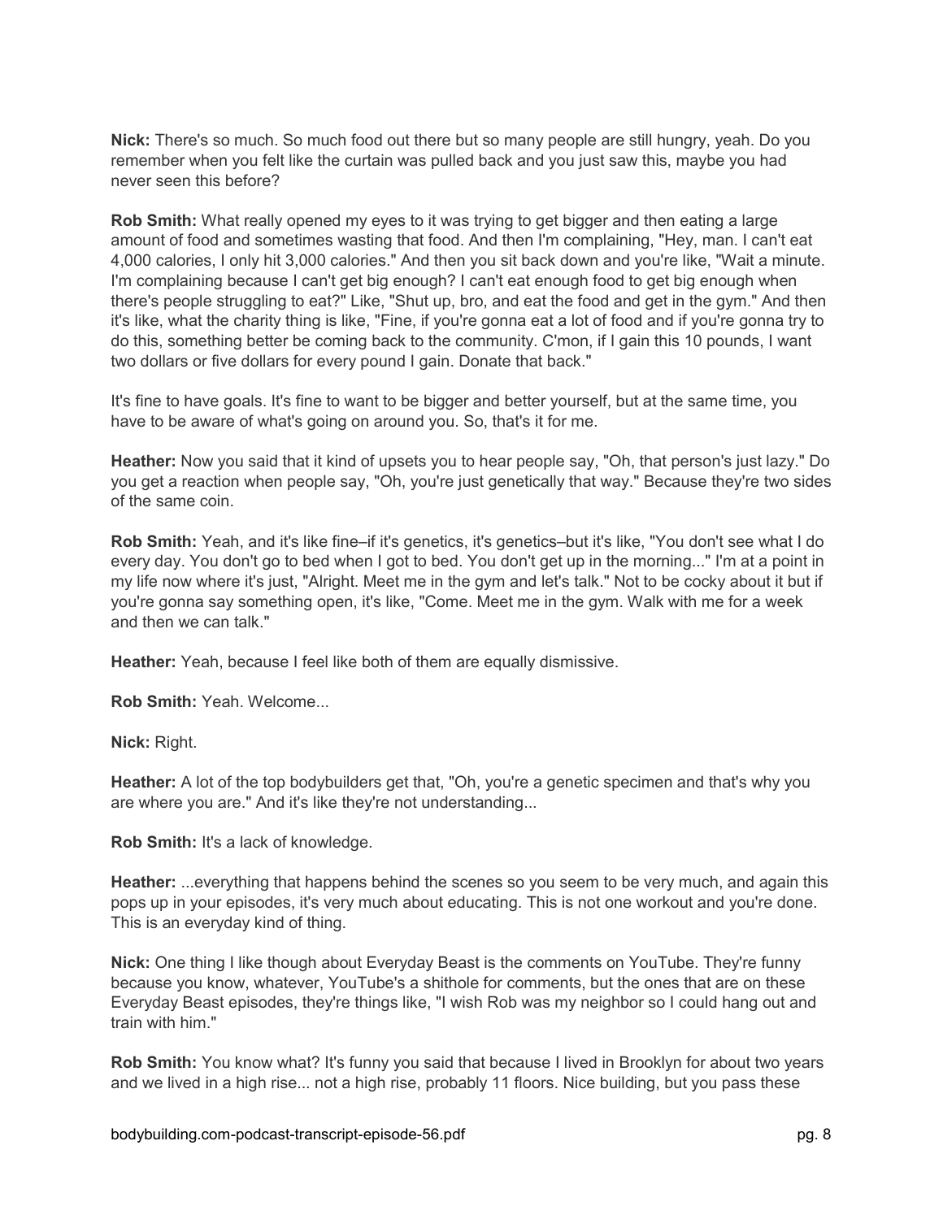**Nick:** There's so much. So much food out there but so many people are still hungry, yeah. Do you remember when you felt like the curtain was pulled back and you just saw this, maybe you had never seen this before?

**Rob Smith:** What really opened my eyes to it was trying to get bigger and then eating a large amount of food and sometimes wasting that food. And then I'm complaining, "Hey, man. I can't eat 4,000 calories, I only hit 3,000 calories." And then you sit back down and you're like, "Wait a minute. I'm complaining because I can't get big enough? I can't eat enough food to get big enough when there's people struggling to eat?" Like, "Shut up, bro, and eat the food and get in the gym." And then it's like, what the charity thing is like, "Fine, if you're gonna eat a lot of food and if you're gonna try to do this, something better be coming back to the community. C'mon, if I gain this 10 pounds, I want two dollars or five dollars for every pound I gain. Donate that back."

It's fine to have goals. It's fine to want to be bigger and better yourself, but at the same time, you have to be aware of what's going on around you. So, that's it for me.

**Heather:** Now you said that it kind of upsets you to hear people say, "Oh, that person's just lazy." Do you get a reaction when people say, "Oh, you're just genetically that way." Because they're two sides of the same coin.

**Rob Smith:** Yeah, and it's like fine–if it's genetics, it's genetics–but it's like, "You don't see what I do every day. You don't go to bed when I got to bed. You don't get up in the morning..." I'm at a point in my life now where it's just, "Alright. Meet me in the gym and let's talk." Not to be cocky about it but if you're gonna say something open, it's like, "Come. Meet me in the gym. Walk with me for a week and then we can talk."

**Heather:** Yeah, because I feel like both of them are equally dismissive.

**Rob Smith:** Yeah. Welcome...

**Nick:** Right.

**Heather:** A lot of the top bodybuilders get that, "Oh, you're a genetic specimen and that's why you are where you are." And it's like they're not understanding...

**Rob Smith:** It's a lack of knowledge.

**Heather:** ...everything that happens behind the scenes so you seem to be very much, and again this pops up in your episodes, it's very much about educating. This is not one workout and you're done. This is an everyday kind of thing.

**Nick:** One thing I like though about Everyday Beast is the comments on YouTube. They're funny because you know, whatever, YouTube's a shithole for comments, but the ones that are on these Everyday Beast episodes, they're things like, "I wish Rob was my neighbor so I could hang out and train with him."

**Rob Smith:** You know what? It's funny you said that because I lived in Brooklyn for about two years and we lived in a high rise... not a high rise, probably 11 floors. Nice building, but you pass these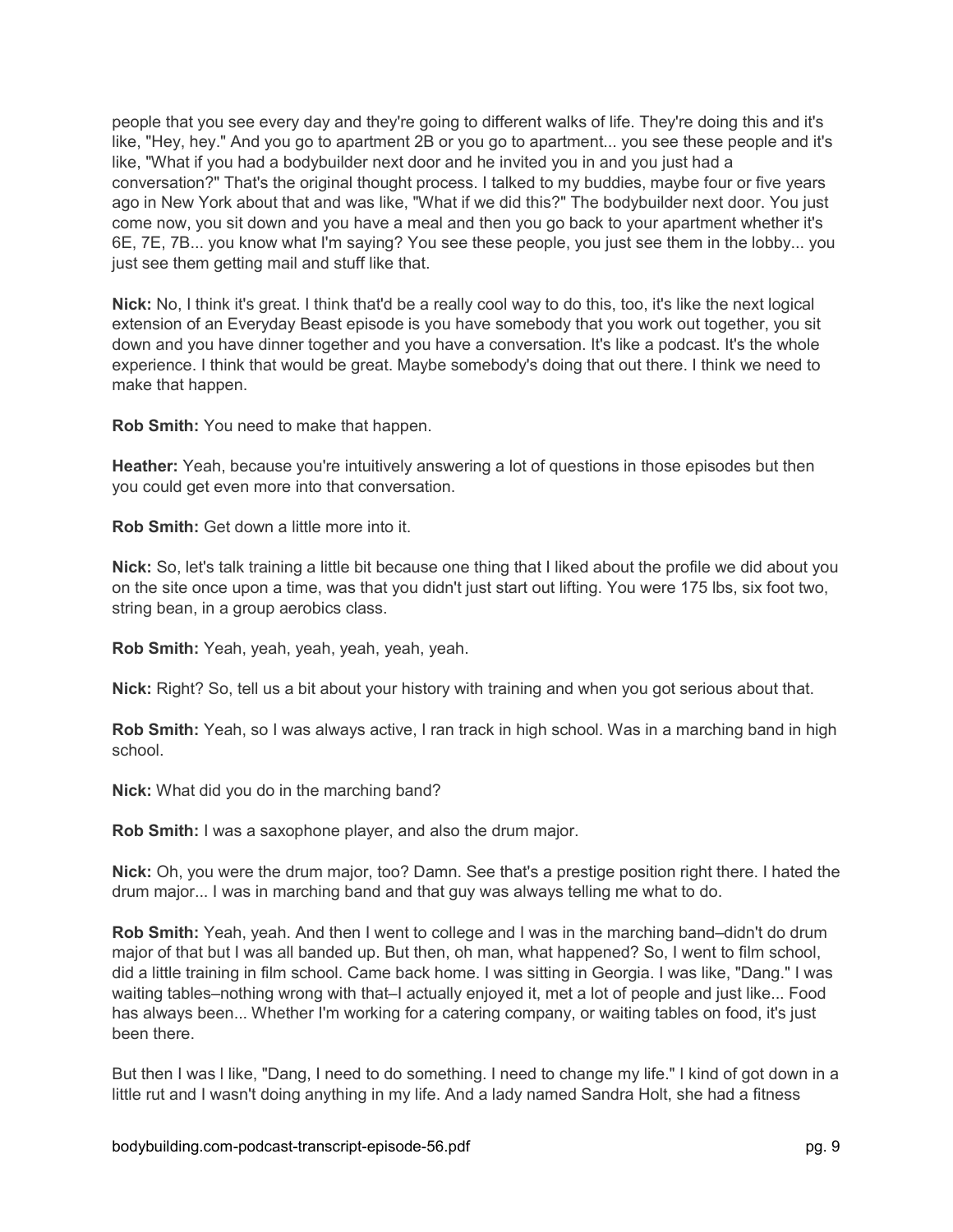people that you see every day and they're going to different walks of life. They're doing this and it's like, "Hey, hey." And you go to apartment 2B or you go to apartment... you see these people and it's like, "What if you had a bodybuilder next door and he invited you in and you just had a conversation?" That's the original thought process. I talked to my buddies, maybe four or five years ago in New York about that and was like, "What if we did this?" The bodybuilder next door. You just come now, you sit down and you have a meal and then you go back to your apartment whether it's 6E, 7E, 7B... you know what I'm saying? You see these people, you just see them in the lobby... you just see them getting mail and stuff like that.

**Nick:** No, I think it's great. I think that'd be a really cool way to do this, too, it's like the next logical extension of an Everyday Beast episode is you have somebody that you work out together, you sit down and you have dinner together and you have a conversation. It's like a podcast. It's the whole experience. I think that would be great. Maybe somebody's doing that out there. I think we need to make that happen.

**Rob Smith:** You need to make that happen.

**Heather:** Yeah, because you're intuitively answering a lot of questions in those episodes but then you could get even more into that conversation.

**Rob Smith:** Get down a little more into it.

**Nick:** So, let's talk training a little bit because one thing that I liked about the profile we did about you on the site once upon a time, was that you didn't just start out lifting. You were 175 lbs, six foot two, string bean, in a group aerobics class.

**Rob Smith:** Yeah, yeah, yeah, yeah, yeah, yeah.

**Nick:** Right? So, tell us a bit about your history with training and when you got serious about that.

**Rob Smith:** Yeah, so I was always active, I ran track in high school. Was in a marching band in high school.

**Nick:** What did you do in the marching band?

**Rob Smith:** I was a saxophone player, and also the drum major.

**Nick:** Oh, you were the drum major, too? Damn. See that's a prestige position right there. I hated the drum major... I was in marching band and that guy was always telling me what to do.

**Rob Smith:** Yeah, yeah. And then I went to college and I was in the marching band–didn't do drum major of that but I was all banded up. But then, oh man, what happened? So, I went to film school, did a little training in film school. Came back home. I was sitting in Georgia. I was like, "Dang." I was waiting tables–nothing wrong with that–I actually enjoyed it, met a lot of people and just like... Food has always been... Whether I'm working for a catering company, or waiting tables on food, it's just been there.

But then I was l like, "Dang, I need to do something. I need to change my life." I kind of got down in a little rut and I wasn't doing anything in my life. And a lady named Sandra Holt, she had a fitness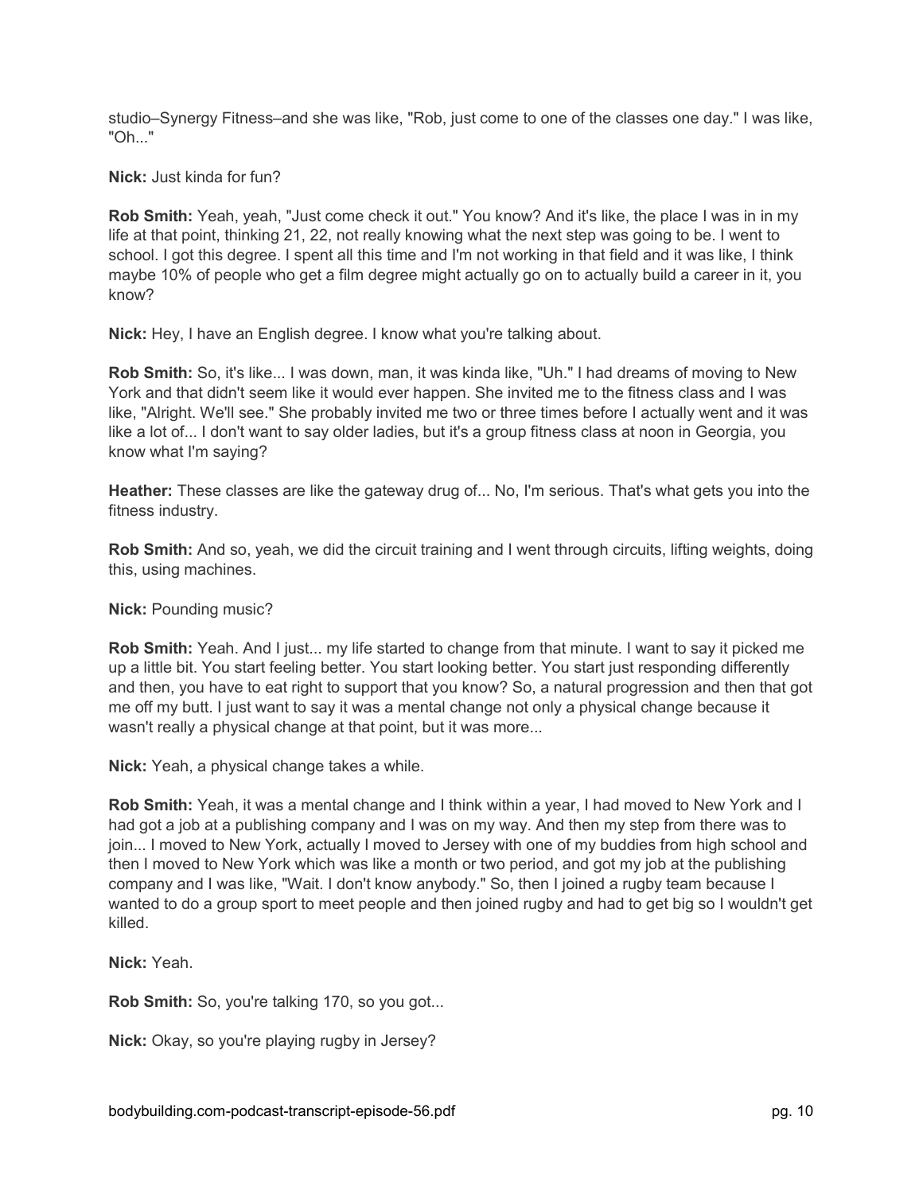studio–Synergy Fitness–and she was like, "Rob, just come to one of the classes one day." I was like, "Oh..."

**Nick:** Just kinda for fun?

**Rob Smith:** Yeah, yeah, "Just come check it out." You know? And it's like, the place I was in in my life at that point, thinking 21, 22, not really knowing what the next step was going to be. I went to school. I got this degree. I spent all this time and I'm not working in that field and it was like, I think maybe 10% of people who get a film degree might actually go on to actually build a career in it, you know?

**Nick:** Hey, I have an English degree. I know what you're talking about.

**Rob Smith:** So, it's like... I was down, man, it was kinda like, "Uh." I had dreams of moving to New York and that didn't seem like it would ever happen. She invited me to the fitness class and I was like, "Alright. We'll see." She probably invited me two or three times before I actually went and it was like a lot of... I don't want to say older ladies, but it's a group fitness class at noon in Georgia, you know what I'm saying?

**Heather:** These classes are like the gateway drug of... No, I'm serious. That's what gets you into the fitness industry.

**Rob Smith:** And so, yeah, we did the circuit training and I went through circuits, lifting weights, doing this, using machines.

**Nick:** Pounding music?

**Rob Smith:** Yeah. And I just... my life started to change from that minute. I want to say it picked me up a little bit. You start feeling better. You start looking better. You start just responding differently and then, you have to eat right to support that you know? So, a natural progression and then that got me off my butt. I just want to say it was a mental change not only a physical change because it wasn't really a physical change at that point, but it was more...

**Nick:** Yeah, a physical change takes a while.

**Rob Smith:** Yeah, it was a mental change and I think within a year, I had moved to New York and I had got a job at a publishing company and I was on my way. And then my step from there was to join... I moved to New York, actually I moved to Jersey with one of my buddies from high school and then I moved to New York which was like a month or two period, and got my job at the publishing company and I was like, "Wait. I don't know anybody." So, then I joined a rugby team because I wanted to do a group sport to meet people and then joined rugby and had to get big so I wouldn't get killed.

**Nick:** Yeah.

**Rob Smith:** So, you're talking 170, so you got...

**Nick:** Okay, so you're playing rugby in Jersey?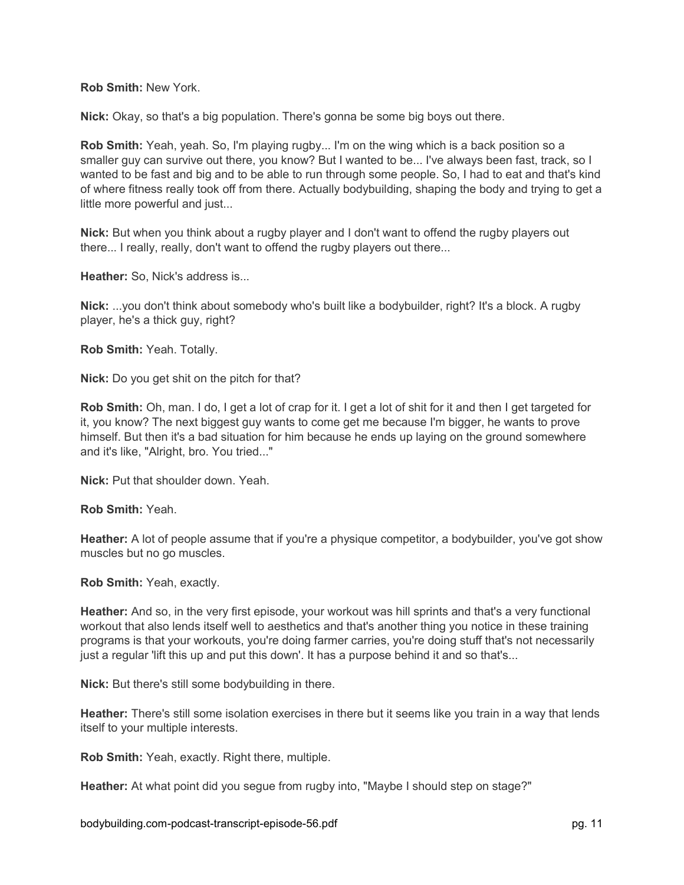**Rob Smith:** New York.

**Nick:** Okay, so that's a big population. There's gonna be some big boys out there.

**Rob Smith:** Yeah, yeah. So, I'm playing rugby... I'm on the wing which is a back position so a smaller guy can survive out there, you know? But I wanted to be... I've always been fast, track, so I wanted to be fast and big and to be able to run through some people. So, I had to eat and that's kind of where fitness really took off from there. Actually bodybuilding, shaping the body and trying to get a little more powerful and just...

**Nick:** But when you think about a rugby player and I don't want to offend the rugby players out there... I really, really, don't want to offend the rugby players out there...

**Heather:** So, Nick's address is...

**Nick:** ...you don't think about somebody who's built like a bodybuilder, right? It's a block. A rugby player, he's a thick guy, right?

**Rob Smith:** Yeah. Totally.

**Nick:** Do you get shit on the pitch for that?

**Rob Smith:** Oh, man. I do, I get a lot of crap for it. I get a lot of shit for it and then I get targeted for it, you know? The next biggest guy wants to come get me because I'm bigger, he wants to prove himself. But then it's a bad situation for him because he ends up laying on the ground somewhere and it's like, "Alright, bro. You tried..."

**Nick:** Put that shoulder down. Yeah.

**Rob Smith:** Yeah.

**Heather:** A lot of people assume that if you're a physique competitor, a bodybuilder, you've got show muscles but no go muscles.

**Rob Smith:** Yeah, exactly.

**Heather:** And so, in the very first episode, your workout was hill sprints and that's a very functional workout that also lends itself well to aesthetics and that's another thing you notice in these training programs is that your workouts, you're doing farmer carries, you're doing stuff that's not necessarily just a regular 'lift this up and put this down'. It has a purpose behind it and so that's...

**Nick:** But there's still some bodybuilding in there.

**Heather:** There's still some isolation exercises in there but it seems like you train in a way that lends itself to your multiple interests.

**Rob Smith:** Yeah, exactly. Right there, multiple.

**Heather:** At what point did you segue from rugby into, "Maybe I should step on stage?"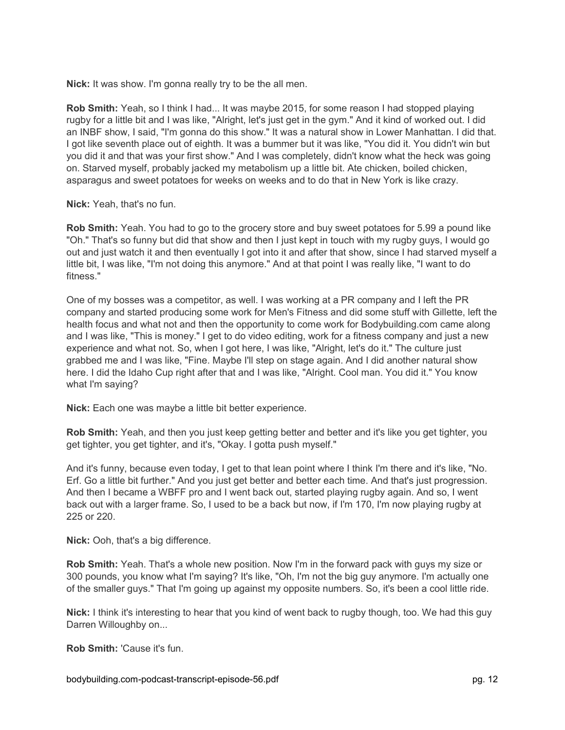**Nick:** It was show. I'm gonna really try to be the all men.

**Rob Smith:** Yeah, so I think I had... It was maybe 2015, for some reason I had stopped playing rugby for a little bit and I was like, "Alright, let's just get in the gym." And it kind of worked out. I did an INBF show, I said, "I'm gonna do this show." It was a natural show in Lower Manhattan. I did that. I got like seventh place out of eighth. It was a bummer but it was like, "You did it. You didn't win but you did it and that was your first show." And I was completely, didn't know what the heck was going on. Starved myself, probably jacked my metabolism up a little bit. Ate chicken, boiled chicken, asparagus and sweet potatoes for weeks on weeks and to do that in New York is like crazy.

**Nick:** Yeah, that's no fun.

**Rob Smith:** Yeah. You had to go to the grocery store and buy sweet potatoes for 5.99 a pound like "Oh." That's so funny but did that show and then I just kept in touch with my rugby guys, I would go out and just watch it and then eventually I got into it and after that show, since I had starved myself a little bit, I was like, "I'm not doing this anymore." And at that point I was really like, "I want to do fitness."

One of my bosses was a competitor, as well. I was working at a PR company and I left the PR company and started producing some work for Men's Fitness and did some stuff with Gillette, left the health focus and what not and then the opportunity to come work for Bodybuilding.com came along and I was like, "This is money." I get to do video editing, work for a fitness company and just a new experience and what not. So, when I got here, I was like, "Alright, let's do it." The culture just grabbed me and I was like, "Fine. Maybe I'll step on stage again. And I did another natural show here. I did the Idaho Cup right after that and I was like, "Alright. Cool man. You did it." You know what I'm saying?

**Nick:** Each one was maybe a little bit better experience.

**Rob Smith:** Yeah, and then you just keep getting better and better and it's like you get tighter, you get tighter, you get tighter, and it's, "Okay. I gotta push myself."

And it's funny, because even today, I get to that lean point where I think I'm there and it's like, "No. Erf. Go a little bit further." And you just get better and better each time. And that's just progression. And then I became a WBFF pro and I went back out, started playing rugby again. And so, I went back out with a larger frame. So, I used to be a back but now, if I'm 170, I'm now playing rugby at 225 or 220.

**Nick:** Ooh, that's a big difference.

**Rob Smith:** Yeah. That's a whole new position. Now I'm in the forward pack with guys my size or 300 pounds, you know what I'm saying? It's like, "Oh, I'm not the big guy anymore. I'm actually one of the smaller guys." That I'm going up against my opposite numbers. So, it's been a cool little ride.

**Nick:** I think it's interesting to hear that you kind of went back to rugby though, too. We had this guy Darren Willoughby on...

**Rob Smith:** 'Cause it's fun.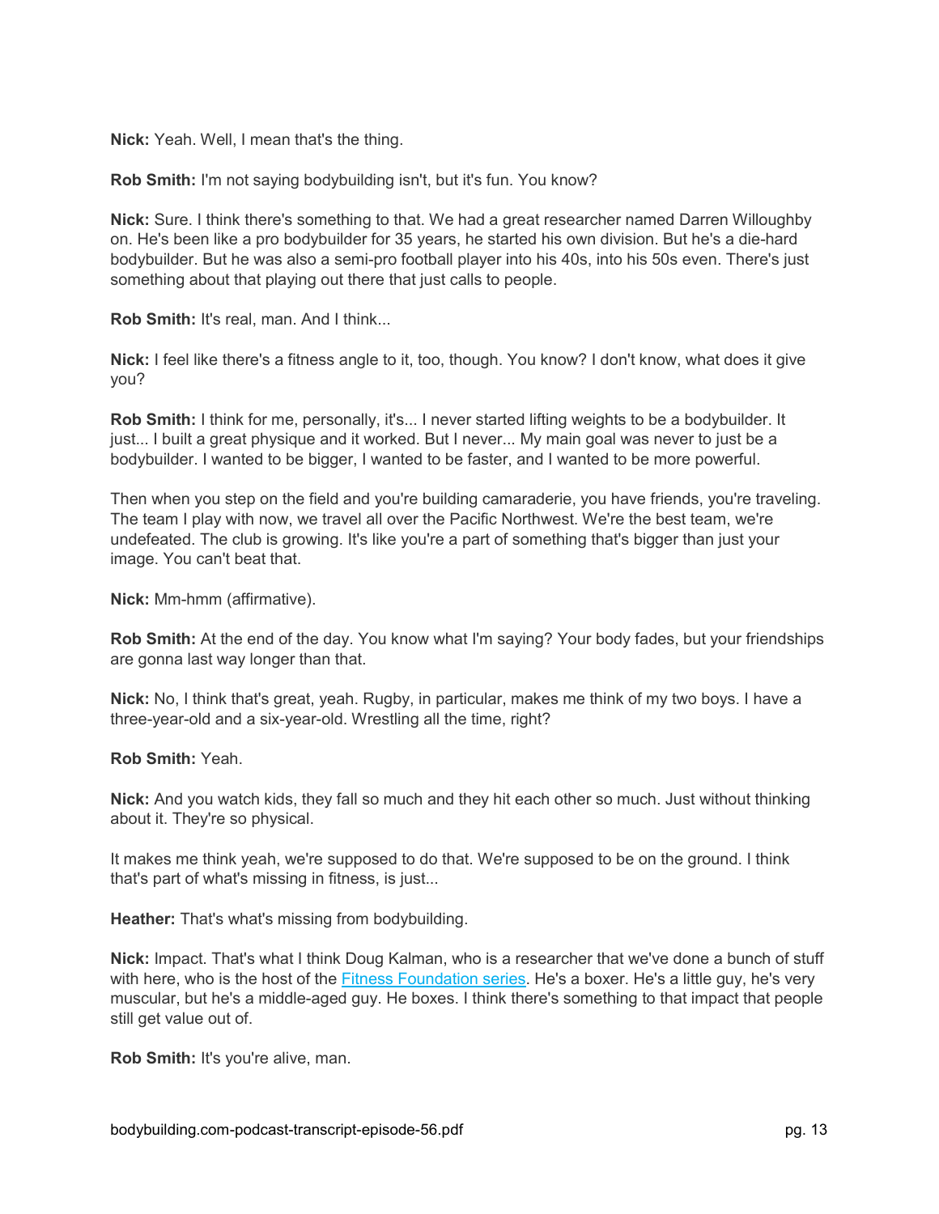**Nick:** Yeah. Well, I mean that's the thing.

**Rob Smith:** I'm not saying bodybuilding isn't, but it's fun. You know?

**Nick:** Sure. I think there's something to that. We had a great researcher named Darren Willoughby on. He's been like a pro bodybuilder for 35 years, he started his own division. But he's a die-hard bodybuilder. But he was also a semi-pro football player into his 40s, into his 50s even. There's just something about that playing out there that just calls to people.

**Rob Smith:** It's real, man. And I think...

**Nick:** I feel like there's a fitness angle to it, too, though. You know? I don't know, what does it give you?

**Rob Smith:** I think for me, personally, it's... I never started lifting weights to be a bodybuilder. It just... I built a great physique and it worked. But I never... My main goal was never to just be a bodybuilder. I wanted to be bigger, I wanted to be faster, and I wanted to be more powerful.

Then when you step on the field and you're building camaraderie, you have friends, you're traveling. The team I play with now, we travel all over the Pacific Northwest. We're the best team, we're undefeated. The club is growing. It's like you're a part of something that's bigger than just your image. You can't beat that.

**Nick:** Mm-hmm (affirmative).

**Rob Smith:** At the end of the day. You know what I'm saying? Your body fades, but your friendships are gonna last way longer than that.

**Nick:** No, I think that's great, yeah. Rugby, in particular, makes me think of my two boys. I have a three-year-old and a six-year-old. Wrestling all the time, right?

**Rob Smith:** Yeah.

**Nick:** And you watch kids, they fall so much and they hit each other so much. Just without thinking about it. They're so physical.

It makes me think yeah, we're supposed to do that. We're supposed to be on the ground. I think that's part of what's missing in fitness, is just...

**Heather:** That's what's missing from bodybuilding.

**Nick:** Impact. That's what I think Doug Kalman, who is a researcher that we've done a bunch of stuff with here, who is the host of the [Fitness Foundation series](). He's a boxer. He's a little guy, he's very muscular, but he's a middle-aged guy. He boxes. I think there's something to that impact that people still get value out of.

**Rob Smith:** It's you're alive, man.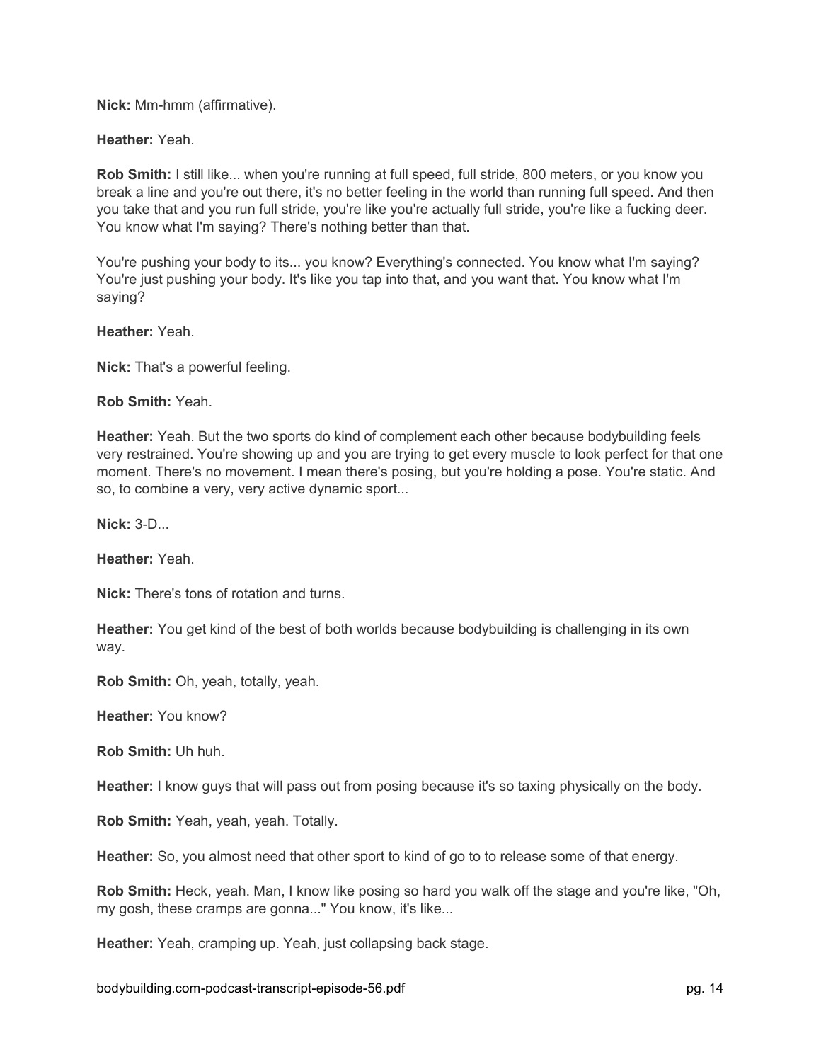**Nick:** Mm-hmm (affirmative).

**Heather:** Yeah.

**Rob Smith:** I still like... when you're running at full speed, full stride, 800 meters, or you know you break a line and you're out there, it's no better feeling in the world than running full speed. And then you take that and you run full stride, you're like you're actually full stride, you're like a fucking deer. You know what I'm saying? There's nothing better than that.

You're pushing your body to its... you know? Everything's connected. You know what I'm saying? You're just pushing your body. It's like you tap into that, and you want that. You know what I'm saying?

**Heather:** Yeah.

**Nick:** That's a powerful feeling.

**Rob Smith:** Yeah.

**Heather:** Yeah. But the two sports do kind of complement each other because bodybuilding feels very restrained. You're showing up and you are trying to get every muscle to look perfect for that one moment. There's no movement. I mean there's posing, but you're holding a pose. You're static. And so, to combine a very, very active dynamic sport...

**Nick:** 3-D...

**Heather:** Yeah.

**Nick:** There's tons of rotation and turns.

**Heather:** You get kind of the best of both worlds because bodybuilding is challenging in its own way.

**Rob Smith:** Oh, yeah, totally, yeah.

**Heather:** You know?

**Rob Smith:** Uh huh.

**Heather:** I know guys that will pass out from posing because it's so taxing physically on the body.

**Rob Smith:** Yeah, yeah, yeah. Totally.

**Heather:** So, you almost need that other sport to kind of go to to release some of that energy.

**Rob Smith:** Heck, yeah. Man, I know like posing so hard you walk off the stage and you're like, "Oh, my gosh, these cramps are gonna..." You know, it's like...

**Heather:** Yeah, cramping up. Yeah, just collapsing back stage.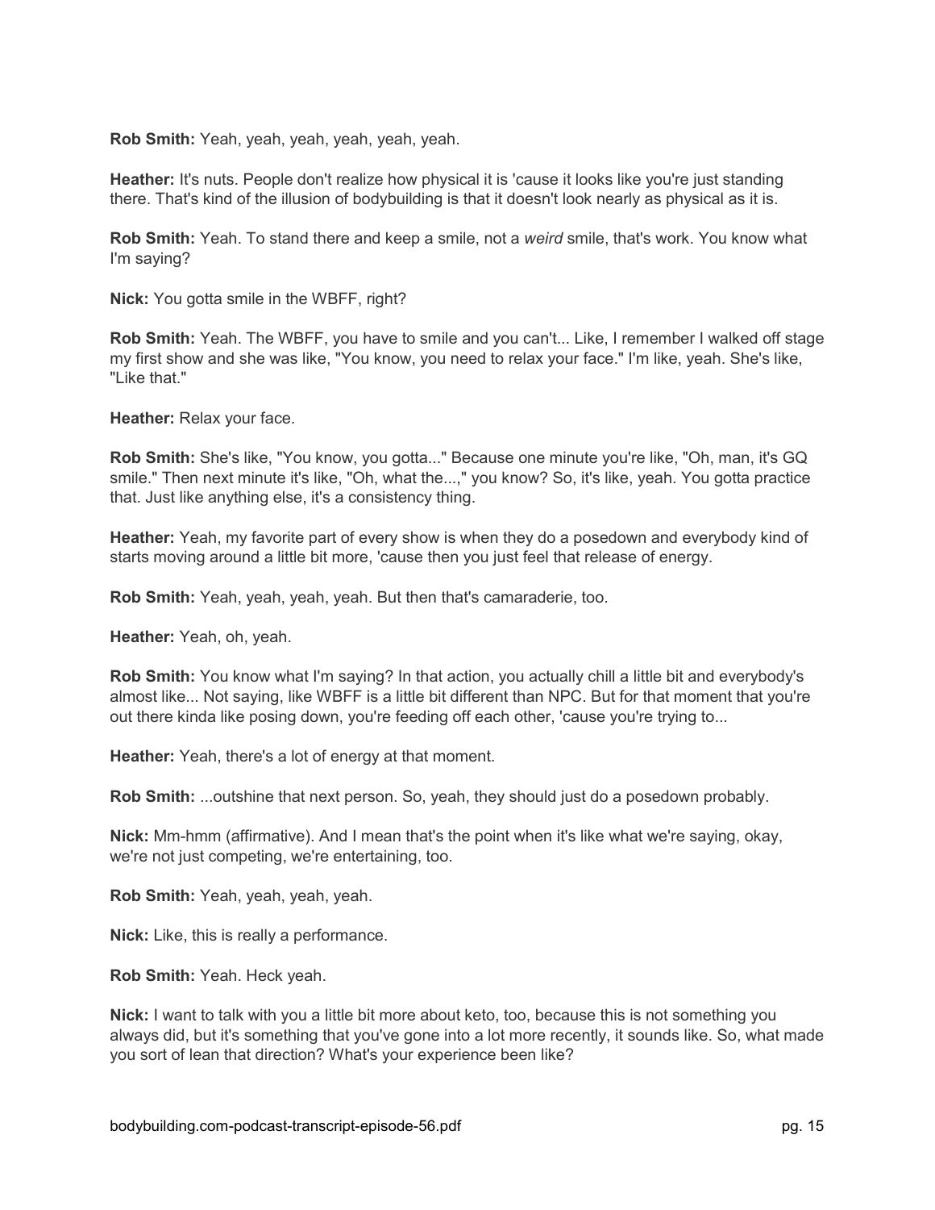**Rob Smith:** Yeah, yeah, yeah, yeah, yeah, yeah.

**Heather:** It's nuts. People don't realize how physical it is 'cause it looks like you're just standing there. That's kind of the illusion of bodybuilding is that it doesn't look nearly as physical as it is.

**Rob Smith:** Yeah. To stand there and keep a smile, not a *weird* smile, that's work. You know what I'm saying?

**Nick:** You gotta smile in the WBFF, right?

**Rob Smith:** Yeah. The WBFF, you have to smile and you can't... Like, I remember I walked off stage my first show and she was like, "You know, you need to relax your face." I'm like, yeah. She's like, "Like that."

**Heather:** Relax your face.

**Rob Smith:** She's like, "You know, you gotta..." Because one minute you're like, "Oh, man, it's GQ smile." Then next minute it's like, "Oh, what the...," you know? So, it's like, yeah. You gotta practice that. Just like anything else, it's a consistency thing.

**Heather:** Yeah, my favorite part of every show is when they do a posedown and everybody kind of starts moving around a little bit more, 'cause then you just feel that release of energy.

**Rob Smith:** Yeah, yeah, yeah, yeah. But then that's camaraderie, too.

**Heather:** Yeah, oh, yeah.

**Rob Smith:** You know what I'm saying? In that action, you actually chill a little bit and everybody's almost like... Not saying, like WBFF is a little bit different than NPC. But for that moment that you're out there kinda like posing down, you're feeding off each other, 'cause you're trying to...

**Heather:** Yeah, there's a lot of energy at that moment.

**Rob Smith:** ...outshine that next person. So, yeah, they should just do a posedown probably.

**Nick:** Mm-hmm (affirmative). And I mean that's the point when it's like what we're saying, okay, we're not just competing, we're entertaining, too.

**Rob Smith:** Yeah, yeah, yeah, yeah.

**Nick:** Like, this is really a performance.

**Rob Smith:** Yeah. Heck yeah.

**Nick:** I want to talk with you a little bit more about keto, too, because this is not something you always did, but it's something that you've gone into a lot more recently, it sounds like. So, what made you sort of lean that direction? What's your experience been like?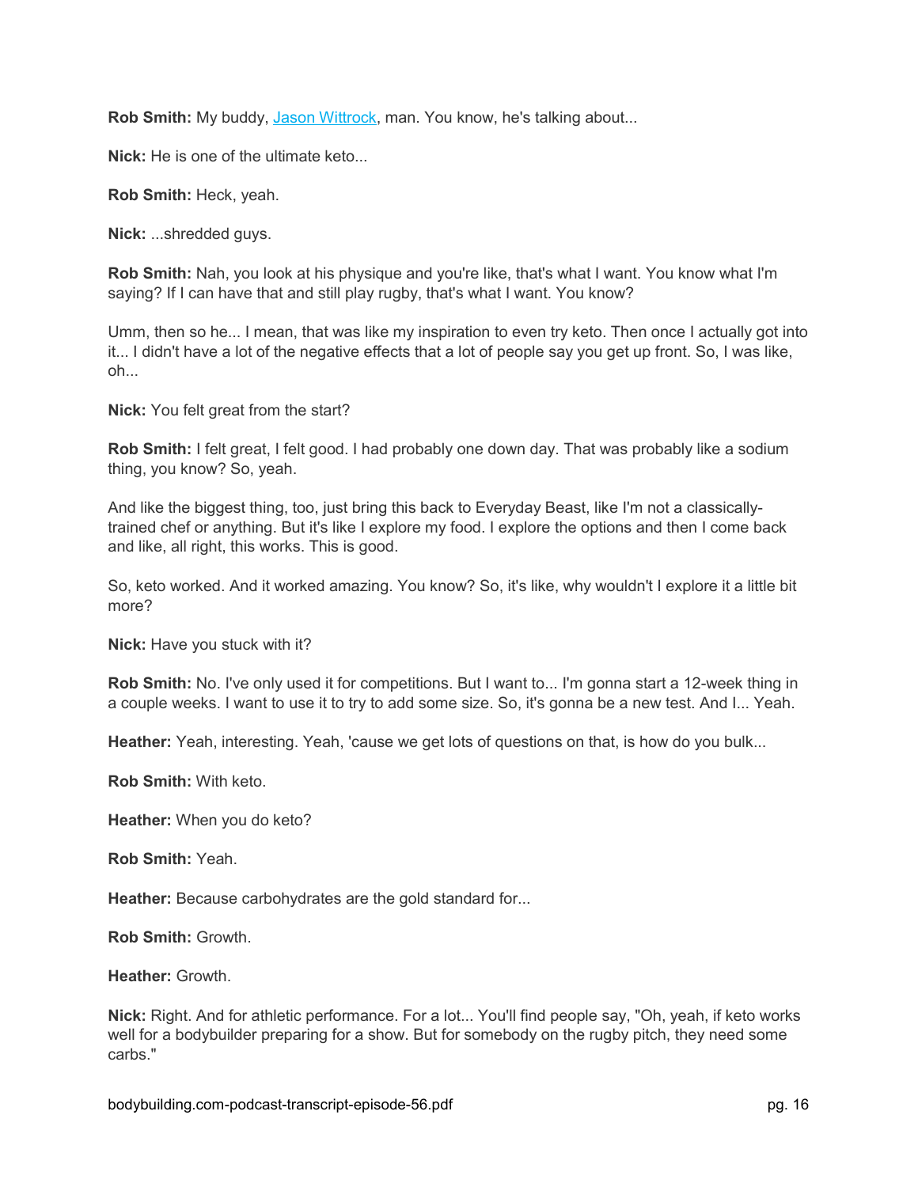**Rob Smith:** My buddy, [Jason Wittrock](), man. You know, he's talking about...

**Nick:** He is one of the ultimate keto...

**Rob Smith:** Heck, yeah.

**Nick:** ...shredded guys.

**Rob Smith:** Nah, you look at his physique and you're like, that's what I want. You know what I'm saying? If I can have that and still play rugby, that's what I want. You know?

Umm, then so he... I mean, that was like my inspiration to even try keto. Then once I actually got into it... I didn't have a lot of the negative effects that a lot of people say you get up front. So, I was like, oh...

**Nick:** You felt great from the start?

**Rob Smith:** I felt great, I felt good. I had probably one down day. That was probably like a sodium thing, you know? So, yeah.

And like the biggest thing, too, just bring this back to Everyday Beast, like I'm not a classically-trained chef or anything. But it's like I explore my food. I explore the options and then I come back and like, all right, this works. This is good.

So, keto worked. And it worked amazing. You know? So, it's like, why wouldn't I explore it a little bit more?

**Nick:** Have you stuck with it?

**Rob Smith:** No. I've only used it for competitions. But I want to... I'm gonna start a 12-week thing in a couple weeks. I want to use it to try to add some size. So, it's gonna be a new test. And I... Yeah.

**Heather:** Yeah, interesting. Yeah, 'cause we get lots of questions on that, is how do you bulk...

**Rob Smith:** With keto.

**Heather:** When you do keto?

**Rob Smith:** Yeah.

**Heather:** Because carbohydrates are the gold standard for...

**Rob Smith:** Growth.

**Heather:** Growth.

**Nick:** Right. And for athletic performance. For a lot... You'll find people say, "Oh, yeah, if keto works well for a bodybuilder preparing for a show. But for somebody on the rugby pitch, they need some carbs."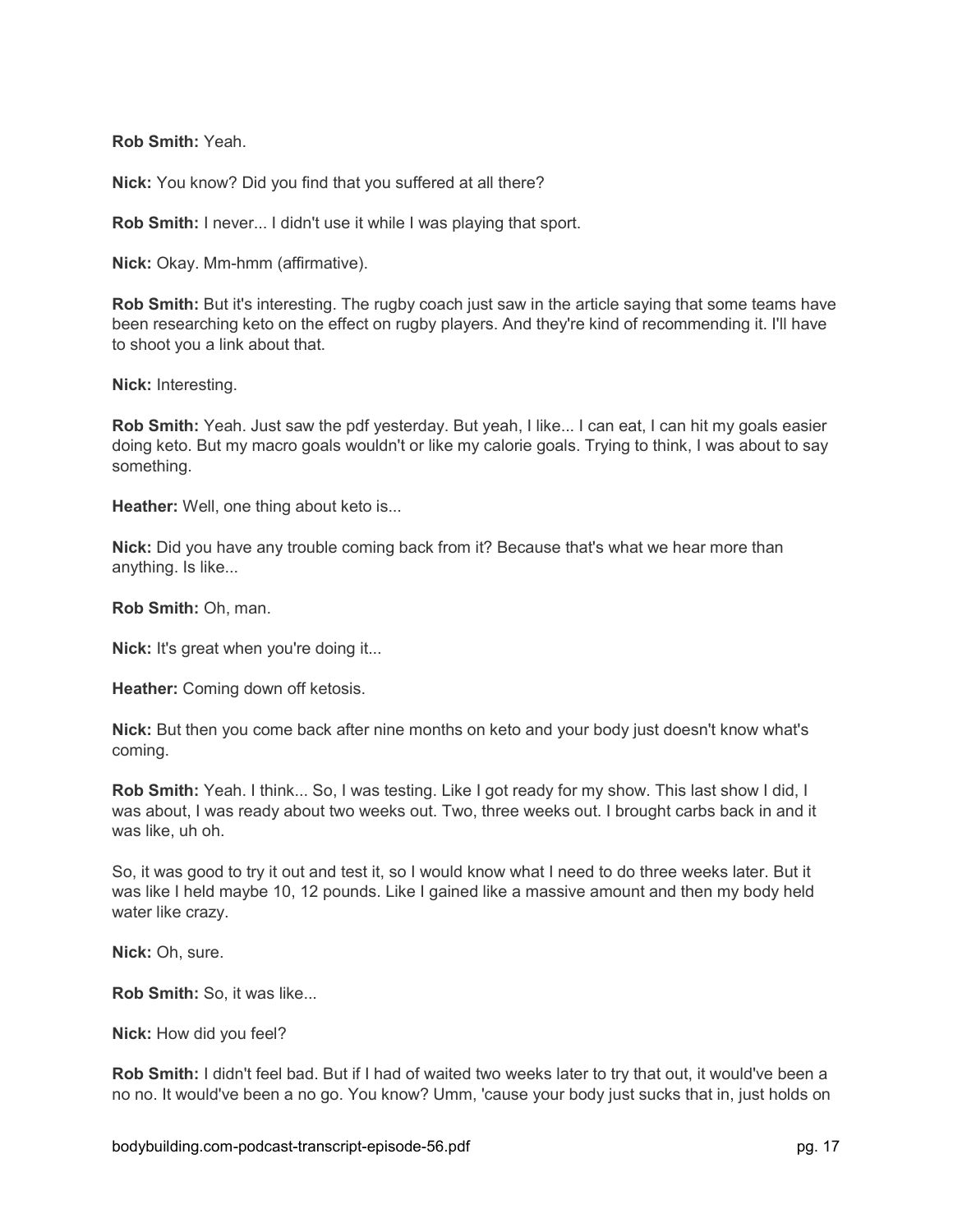**Rob Smith:** Yeah.

**Nick:** You know? Did you find that you suffered at all there?

**Rob Smith:** I never... I didn't use it while I was playing that sport.

**Nick:** Okay. Mm-hmm (affirmative).

**Rob Smith:** But it's interesting. The rugby coach just saw in the article saying that some teams have been researching keto on the effect on rugby players. And they're kind of recommending it. I'll have to shoot you a link about that.

**Nick:** Interesting.

**Rob Smith:** Yeah. Just saw the pdf yesterday. But yeah, I like... I can eat, I can hit my goals easier doing keto. But my macro goals wouldn't or like my calorie goals. Trying to think, I was about to say something.

**Heather:** Well, one thing about keto is...

**Nick:** Did you have any trouble coming back from it? Because that's what we hear more than anything. Is like...

**Rob Smith:** Oh, man.

**Nick:** It's great when you're doing it...

**Heather:** Coming down off ketosis.

**Nick:** But then you come back after nine months on keto and your body just doesn't know what's coming.

**Rob Smith:** Yeah. I think... So, I was testing. Like I got ready for my show. This last show I did, I was about, I was ready about two weeks out. Two, three weeks out. I brought carbs back in and it was like, uh oh.

So, it was good to try it out and test it, so I would know what I need to do three weeks later. But it was like I held maybe 10, 12 pounds. Like I gained like a massive amount and then my body held water like crazy.

**Nick:** Oh, sure.

**Rob Smith:** So, it was like...

**Nick:** How did you feel?

**Rob Smith:** I didn't feel bad. But if I had of waited two weeks later to try that out, it would've been a no no. It would've been a no go. You know? Umm, 'cause your body just sucks that in, just holds on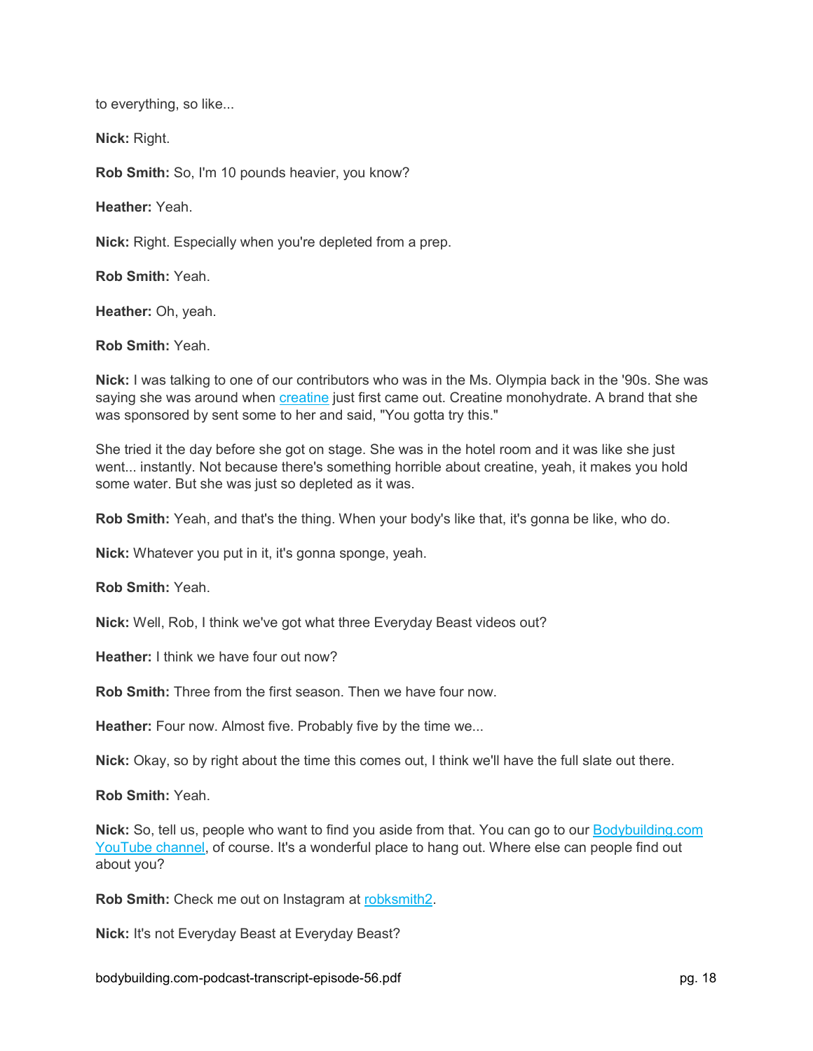to everything, so like...

**Nick:** Right.

**Rob Smith:** So, I'm 10 pounds heavier, you know?

**Heather:** Yeah.

**Nick:** Right. Especially when you're depleted from a prep.

**Rob Smith:** Yeah.

**Heather:** Oh, yeah.

**Rob Smith:** Yeah.

**Nick:** I was talking to one of our contributors who was in the Ms. Olympia back in the '90s. She was saying she was around when [creatine](creatine) just first came out. Creatine monohydrate. A brand that she was sponsored by sent some to her and said, "You gotta try this."

She tried it the day before she got on stage. She was in the hotel room and it was like she just went... instantly. Not because there's something horrible about creatine, yeah, it makes you hold some water. But she was just so depleted as it was.

**Rob Smith:** Yeah, and that's the thing. When your body's like that, it's gonna be like, who do.

**Nick:** Whatever you put in it, it's gonna sponge, yeah.

**Rob Smith:** Yeah.

**Nick:** Well, Rob, I think we've got what three Everyday Beast videos out?

**Heather:** I think we have four out now?

**Rob Smith:** Three from the first season. Then we have four now.

**Heather:** Four now. Almost five. Probably five by the time we...

**Nick:** Okay, so by right about the time this comes out, I think we'll have the full slate out there.

**Rob Smith:** Yeah.

**Nick:** So, tell us, people who want to find you aside from that. You can go to our Bodybuilding.com YouTube channel, of course. It's a wonderful place to hang out. Where else can people find out about you?

**Rob Smith:** Check me out on Instagram at robksmith2.

**Nick:** It's not Everyday Beast at Everyday Beast?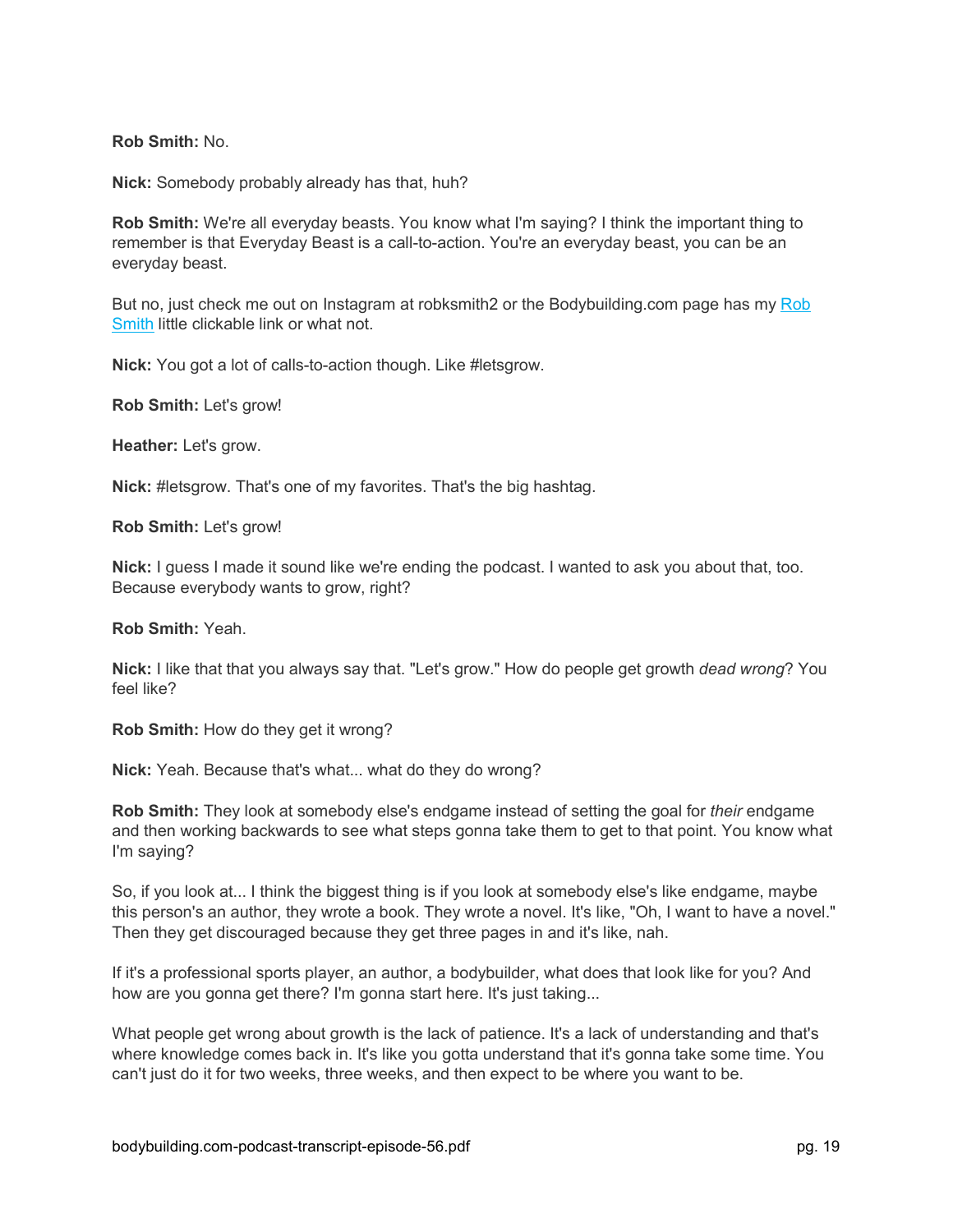**Rob Smith:** No.

**Nick:** Somebody probably already has that, huh?

**Rob Smith:** We're all everyday beasts. You know what I'm saying? I think the important thing to remember is that Everyday Beast is a call-to-action. You're an everyday beast, you can be an everyday beast.

But no, just check me out on Instagram at robksmith2 or the Bodybuilding.com page has my Rob Smith little clickable link or what not.

**Nick:** You got a lot of calls-to-action though. Like #letsgrow.

**Rob Smith:** Let's grow!

**Heather:** Let's grow.

**Nick:** #letsgrow. That's one of my favorites. That's the big hashtag.

**Rob Smith:** Let's grow!

**Nick:** I guess I made it sound like we're ending the podcast. I wanted to ask you about that, too. Because everybody wants to grow, right?

**Rob Smith:** Yeah.

**Nick:** I like that that you always say that. "Let's grow." How do people get growth *dead wrong*? You feel like?

**Rob Smith:** How do they get it wrong?

**Nick:** Yeah. Because that's what... what do they do wrong?

**Rob Smith:** They look at somebody else's endgame instead of setting the goal for *their* endgame and then working backwards to see what steps gonna take them to get to that point. You know what I'm saying?

So, if you look at... I think the biggest thing is if you look at somebody else's like endgame, maybe this person's an author, they wrote a book. They wrote a novel. It's like, "Oh, I want to have a novel." Then they get discouraged because they get three pages in and it's like, nah.

If it's a professional sports player, an author, a bodybuilder, what does that look like for you? And how are you gonna get there? I'm gonna start here. It's just taking...

What people get wrong about growth is the lack of patience. It's a lack of understanding and that's where knowledge comes back in. It's like you gotta understand that it's gonna take some time. You can't just do it for two weeks, three weeks, and then expect to be where you want to be.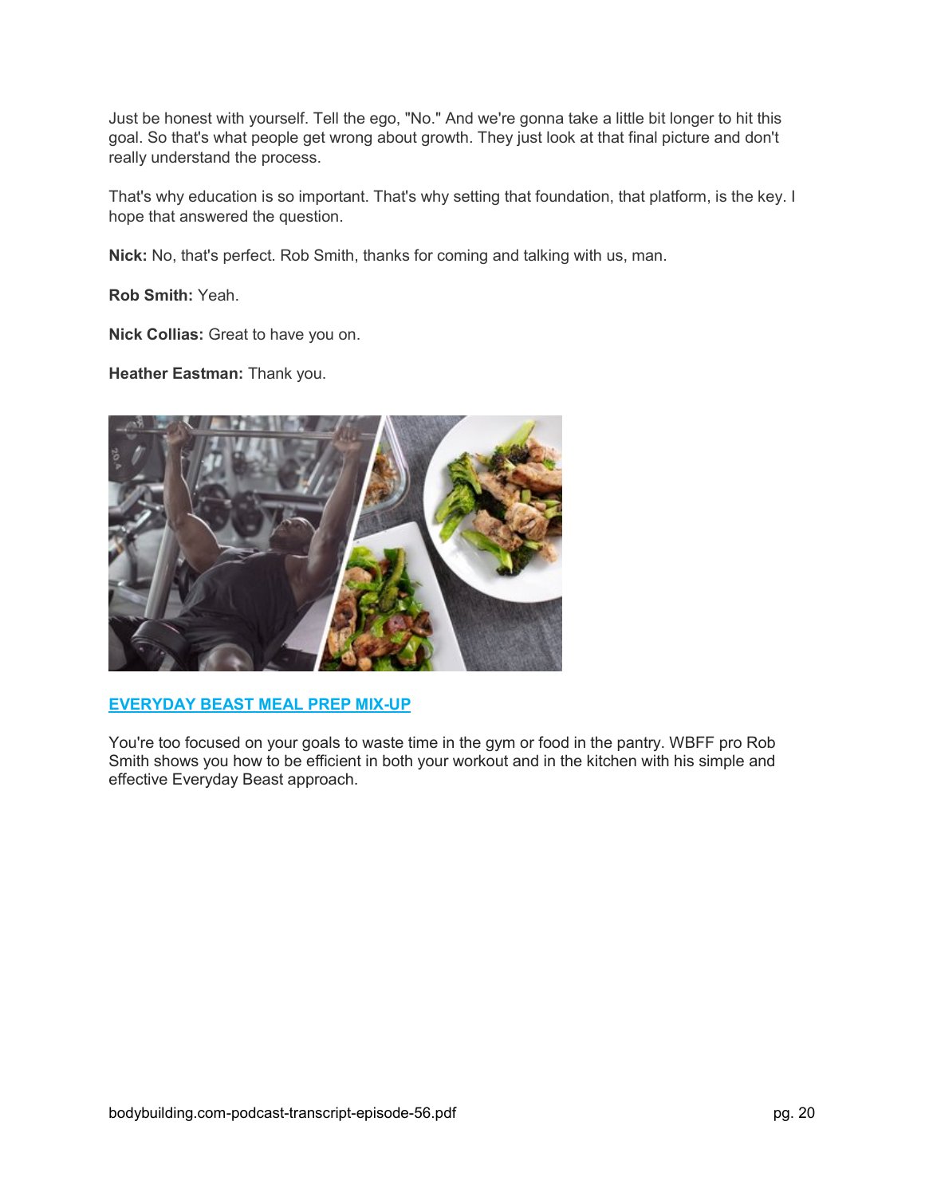Just be honest with yourself. Tell the ego, "No." And we're gonna take a little bit longer to hit this goal. So that's what people get wrong about growth. They just look at that final picture and don't really understand the process.

That's why education is so important. That's why setting that foundation, that platform, is the key. I hope that answered the question.

**Nick:** No, that's perfect. Rob Smith, thanks for coming and talking with us, man.

**Rob Smith:** Yeah.

**Nick Collias:** Great to have you on.

**Heather Eastman:** Thank you.

**EVERYDAY BEAST MEAL PREP MIX-UP**

You're too focused on your goals to waste time in the gym or food in the pantry. WBFF pro Rob Smith shows you how to be efficient in both your workout and in the kitchen with his simple and effective Everyday Beast approach.